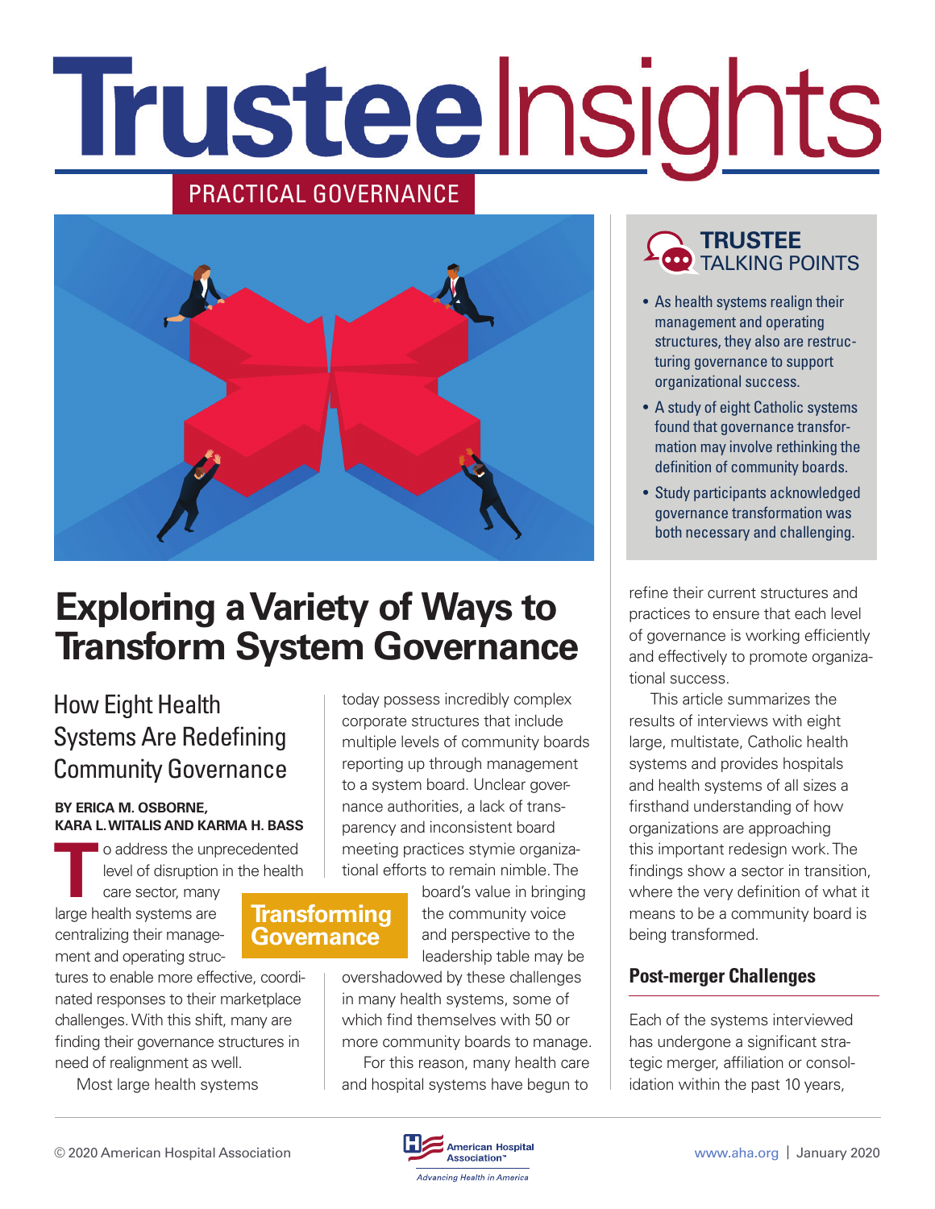# Trustee Insights

PRACTICAL GOVERNANCE

# Exploring a Variety of Ways to Transform System Governance

## How Eight Health Systems Are Redefining Community Governance

**BY ERICA M. OSBORNE, KARA L. WITALIS AND KARMA H. BASS**

**TRUSTEE TALKING POINTS**

- As health systems realign their management and operating structures, they also are restructuring governance to support organizational success.
- A study of eight Catholic systems found that governance transformation may involve rethinking the definition of community boards.
- Study participants acknowledged governance transformation was both necessary and challenging.

**Transforming Governance**

To address the unprecedented level of disruption in the health care sector, many large health systems are centralizing their management and operating structures to enable more effective, coordinated responses to their marketplace challenges. With this shift, many are finding their governance structures in need of realignment as well.

Most large health systems today possess incredibly complex corporate structures that include multiple levels of community boards reporting up through management to a system board. Unclear governance authorities, a lack of transparency and inconsistent board meeting practices stymie organizational efforts to remain nimble. The board's value in bringing the community voice and perspective to the leadership table may be overshadowed by these challenges in many health systems, some of which find themselves with 50 or more community boards to manage.

For this reason, many health care and hospital systems have begun to refine their current structures and practices to ensure that each level of governance is working efficiently and effectively to promote organizational success.

This article summarizes the results of interviews with eight large, multistate, Catholic health systems and provides hospitals and health systems of all sizes a firsthand understanding of how organizations are approaching this important redesign work. The findings show a sector in transition, where the very definition of what it means to be a community board is being transformed.

### Post-merger Challenges

Each of the systems interviewed has undergone a significant strategic merger, affiliation or consolidation within the past 10 years,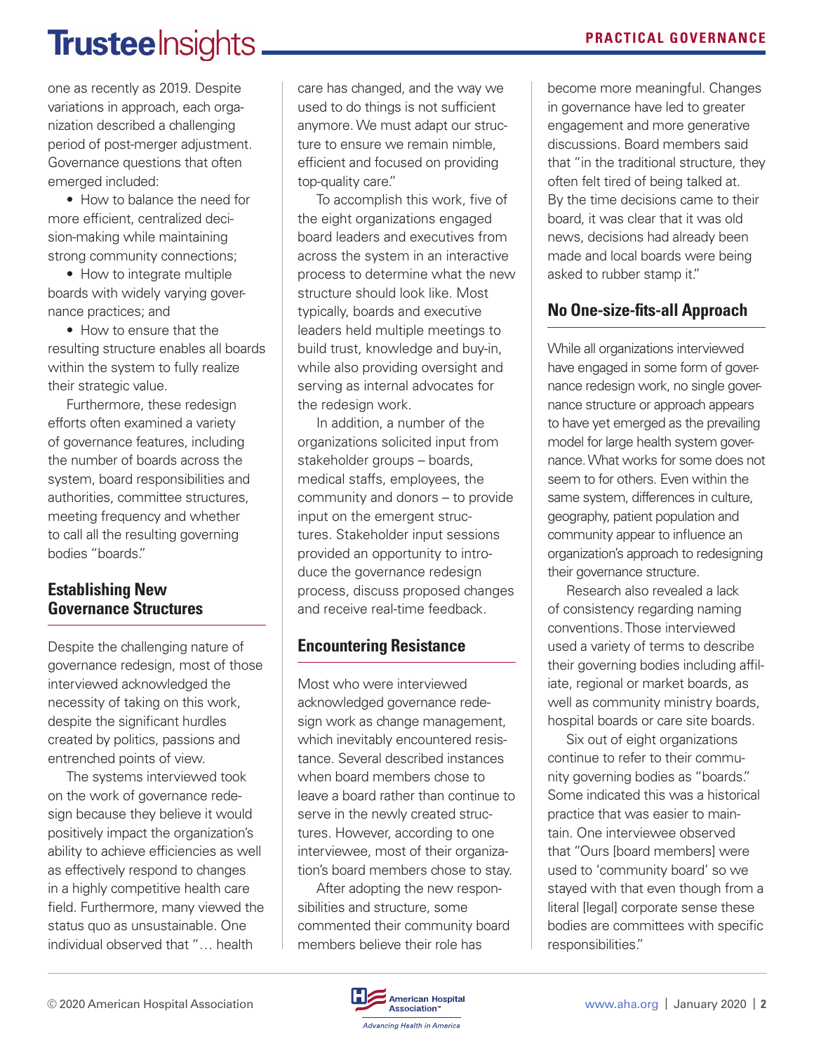one as recently as 2019. Despite variations in approach, each organization described a challenging period of post-merger adjustment. Governance questions that often emerged included:

- How to balance the need for more efficient, centralized decision-making while maintaining strong community connections;
- How to integrate multiple boards with widely varying governance practices; and
- How to ensure that the resulting structure enables all boards within the system to fully realize their strategic value.

Furthermore, these redesign efforts often examined a variety of governance features, including the number of boards across the system, board responsibilities and authorities, committee structures, meeting frequency and whether to call all the resulting governing bodies "boards."

## Establishing New Governance Structures

Despite the challenging nature of governance redesign, most of those interviewed acknowledged the necessity of taking on this work, despite the significant hurdles created by politics, passions and entrenched points of view.

The systems interviewed took on the work of governance redesign because they believe it would positively impact the organization's ability to achieve efficiencies as well as effectively respond to changes in a highly competitive health care field. Furthermore, many viewed the status quo as unsustainable. One individual observed that "… health care has changed, and the way we used to do things is not sufficient anymore. We must adapt our structure to ensure we remain nimble, efficient and focused on providing top-quality care."

To accomplish this work, five of the eight organizations engaged board leaders and executives from across the system in an interactive process to determine what the new structure should look like. Most typically, boards and executive leaders held multiple meetings to build trust, knowledge and buy-in, while also providing oversight and serving as internal advocates for the redesign work.

In addition, a number of the organizations solicited input from stakeholder groups – boards, medical staffs, employees, the community and donors – to provide input on the emergent structures. Stakeholder input sessions provided an opportunity to introduce the governance redesign process, discuss proposed changes and receive real-time feedback.

## Encountering Resistance

Most who were interviewed acknowledged governance redesign work as change management, which inevitably encountered resistance. Several described instances when board members chose to leave a board rather than continue to serve in the newly created structures. However, according to one interviewee, most of their organization's board members chose to stay.

After adopting the new responsibilities and structure, some commented their community board members believe their role has become more meaningful. Changes in governance have led to greater engagement and more generative discussions. Board members said that "in the traditional structure, they often felt tired of being talked at. By the time decisions came to their board, it was clear that it was old news, decisions had already been made and local boards were being asked to rubber stamp it."

## No One-size-fits-all Approach

While all organizations interviewed have engaged in some form of governance redesign work, no single governance structure or approach appears to have yet emerged as the prevailing model for large health system governance. What works for some does not seem to for others. Even within the same system, differences in culture, geography, patient population and community appear to influence an organization's approach to redesigning their governance structure.

Research also revealed a lack of consistency regarding naming conventions. Those interviewed used a variety of terms to describe their governing bodies including affiliate, regional or market boards, as well as community ministry boards, hospital boards or care site boards.

Six out of eight organizations continue to refer to their community governing bodies as "boards." Some indicated this was a historical practice that was easier to maintain. One interviewee observed that "Ours [board members] were used to 'community board' so we stayed with that even though from a literal [legal] corporate sense these bodies are committees with specific responsibilities."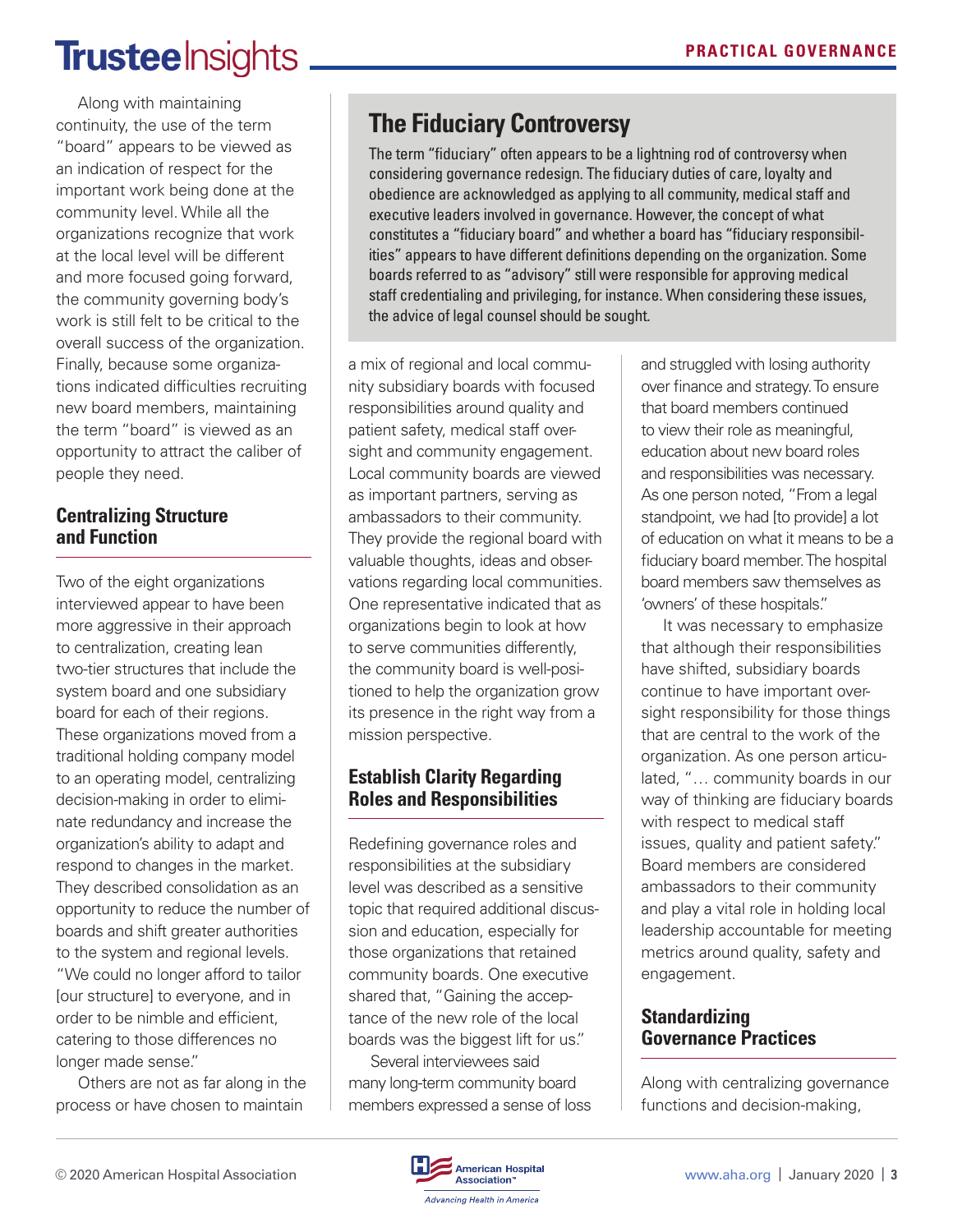Along with maintaining continuity, the use of the term "board" appears to be viewed as an indication of respect for the important work being done at the community level. While all the organizations recognize that work at the local level will be different and more focused going forward, the community governing body's work is still felt to be critical to the overall success of the organization. Finally, because some organizations indicated difficulties recruiting new board members, maintaining the term "board" is viewed as an opportunity to attract the caliber of people they need.

## The Fiduciary Controversy

The term "fiduciary" often appears to be a lightning rod of controversy when considering governance redesign. The fiduciary duties of care, loyalty and obedience are acknowledged as applying to all community, medical staff and executive leaders involved in governance. However, the concept of what constitutes a "fiduciary board" and whether a board has "fiduciary responsibilities" appears to have different definitions depending on the organization. Some boards referred to as "advisory" still were responsible for approving medical staff credentialing and privileging, for instance. When considering these issues, the advice of legal counsel should be sought.

## Centralizing Structure and Function

Two of the eight organizations interviewed appear to have been more aggressive in their approach to centralization, creating lean two-tier structures that include the system board and one subsidiary board for each of their regions. These organizations moved from a traditional holding company model to an operating model, centralizing decision-making in order to eliminate redundancy and increase the organization's ability to adapt and respond to changes in the market. They described consolidation as an opportunity to reduce the number of boards and shift greater authorities to the system and regional levels. "We could no longer afford to tailor [our structure] to everyone, and in order to be nimble and efficient, catering to those differences no longer made sense."

Others are not as far along in the process or have chosen to maintain a mix of regional and local community subsidiary boards with focused responsibilities around quality and patient safety, medical staff oversight and community engagement. Local community boards are viewed as important partners, serving as ambassadors to their community. They provide the regional board with valuable thoughts, ideas and observations regarding local communities. One representative indicated that as organizations begin to look at how to serve communities differently, the community board is well-positioned to help the organization grow its presence in the right way from a mission perspective.

## Establish Clarity Regarding Roles and Responsibilities

Redefining governance roles and responsibilities at the subsidiary level was described as a sensitive topic that required additional discussion and education, especially for those organizations that retained community boards. One executive shared that, "Gaining the acceptance of the new role of the local boards was the biggest lift for us."

Several interviewees said many long-term community board members expressed a sense of loss and struggled with losing authority over finance and strategy. To ensure that board members continued to view their role as meaningful, education about new board roles and responsibilities was necessary. As one person noted, "From a legal standpoint, we had [to provide] a lot of education on what it means to be a fiduciary board member. The hospital board members saw themselves as 'owners' of these hospitals."

It was necessary to emphasize that although their responsibilities have shifted, subsidiary boards continue to have important oversight responsibility for those things that are central to the work of the organization. As one person articulated, "… community boards in our way of thinking are fiduciary boards with respect to medical staff issues, quality and patient safety." Board members are considered ambassadors to their community and play a vital role in holding local leadership accountable for meeting metrics around quality, safety and engagement.

## Standardizing Governance Practices

Along with centralizing governance functions and decision-making,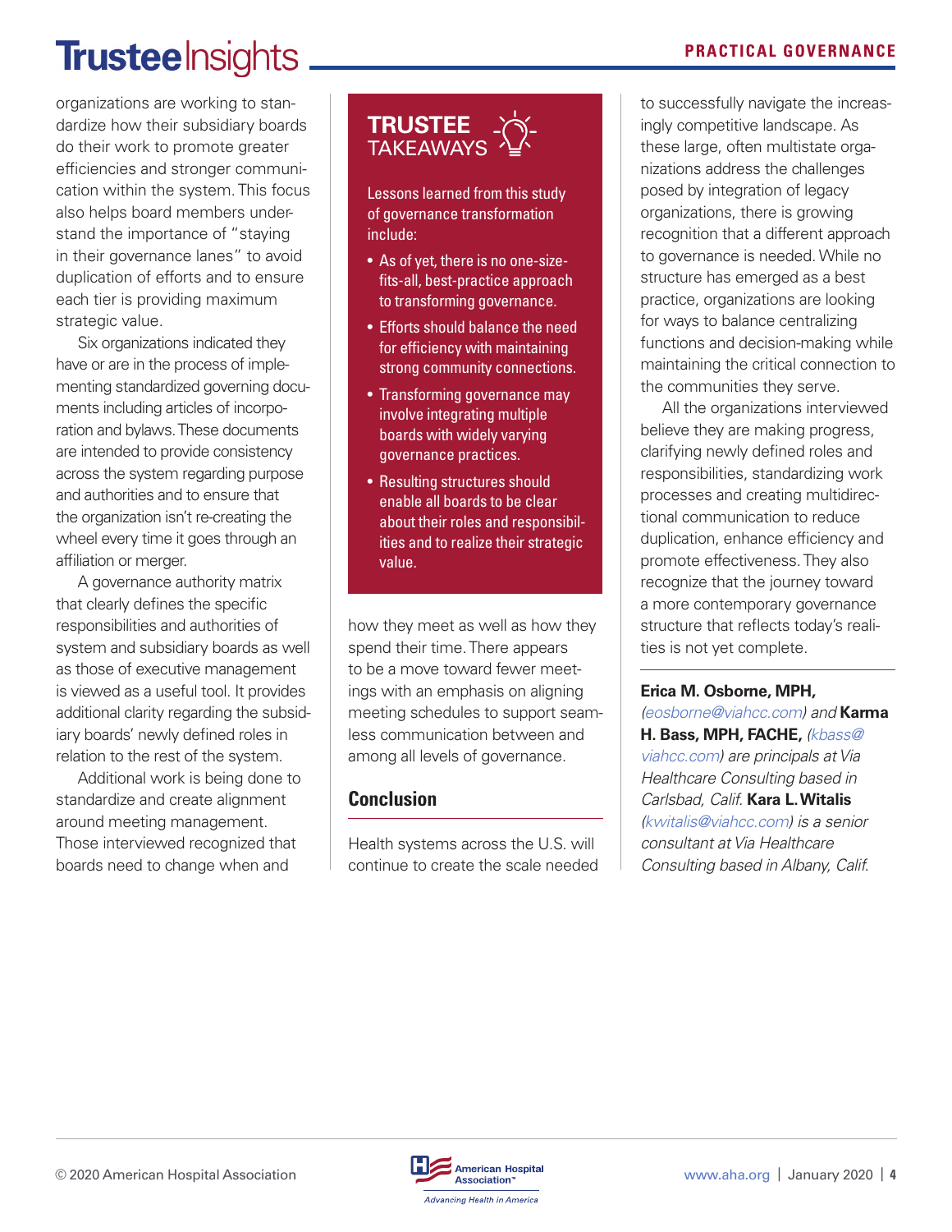organizations are working to standardize how their subsidiary boards do their work to promote greater efficiencies and stronger communication within the system. This focus also helps board members understand the importance of "staying in their governance lanes" to avoid duplication of efforts and to ensure each tier is providing maximum strategic value.

Six organizations indicated they have or are in the process of implementing standardized governing documents including articles of incorporation and bylaws. These documents are intended to provide consistency across the system regarding purpose and authorities and to ensure that the organization isn't re-creating the wheel every time it goes through an affiliation or merger.

A governance authority matrix that clearly defines the specific responsibilities and authorities of system and subsidiary boards as well as those of executive management is viewed as a useful tool. It provides additional clarity regarding the subsidiary boards' newly defined roles in relation to the rest of the system.

Additional work is being done to standardize and create alignment around meeting management. Those interviewed recognized that boards need to change when and how they meet as well as how they spend their time. There appears to be a move toward fewer meetings with an emphasis on aligning meeting schedules to support seamless communication between and among all levels of governance.

> **TRUSTEE TAKEAWAYS**
>
> Lessons learned from this study of governance transformation include:
>
> - As of yet, there is no one-size-fits-all, best-practice approach to transforming governance.
> - Efforts should balance the need for efficiency with maintaining strong community connections.
> - Transforming governance may involve integrating multiple boards with widely varying governance practices.
> - Resulting structures should enable all boards to be clear about their roles and responsibilities and to realize their strategic value.

## Conclusion

Health systems across the U.S. will continue to create the scale needed to successfully navigate the increasingly competitive landscape. As these large, often multistate organizations address the challenges posed by integration of legacy organizations, there is growing recognition that a different approach to governance is needed. While no structure has emerged as a best practice, organizations are looking for ways to balance centralizing functions and decision-making while maintaining the critical connection to the communities they serve.

All the organizations interviewed believe they are making progress, clarifying newly defined roles and responsibilities, standardizing work processes and creating multidirectional communication to reduce duplication, enhance efficiency and promote effectiveness. They also recognize that the journey toward a more contemporary governance structure that reflects today's realities is not yet complete.

---

**Erica M. Osborne, MPH,** *(eosborne@viahcc.com) and* **Karma H. Bass, MPH, FACHE,** *(kbass@viahcc.com) are principals at Via Healthcare Consulting based in Carlsbad, Calif.* **Kara L. Witalis** *(kwitalis@viahcc.com) is a senior consultant at Via Healthcare Consulting based in Albany, Calif.*